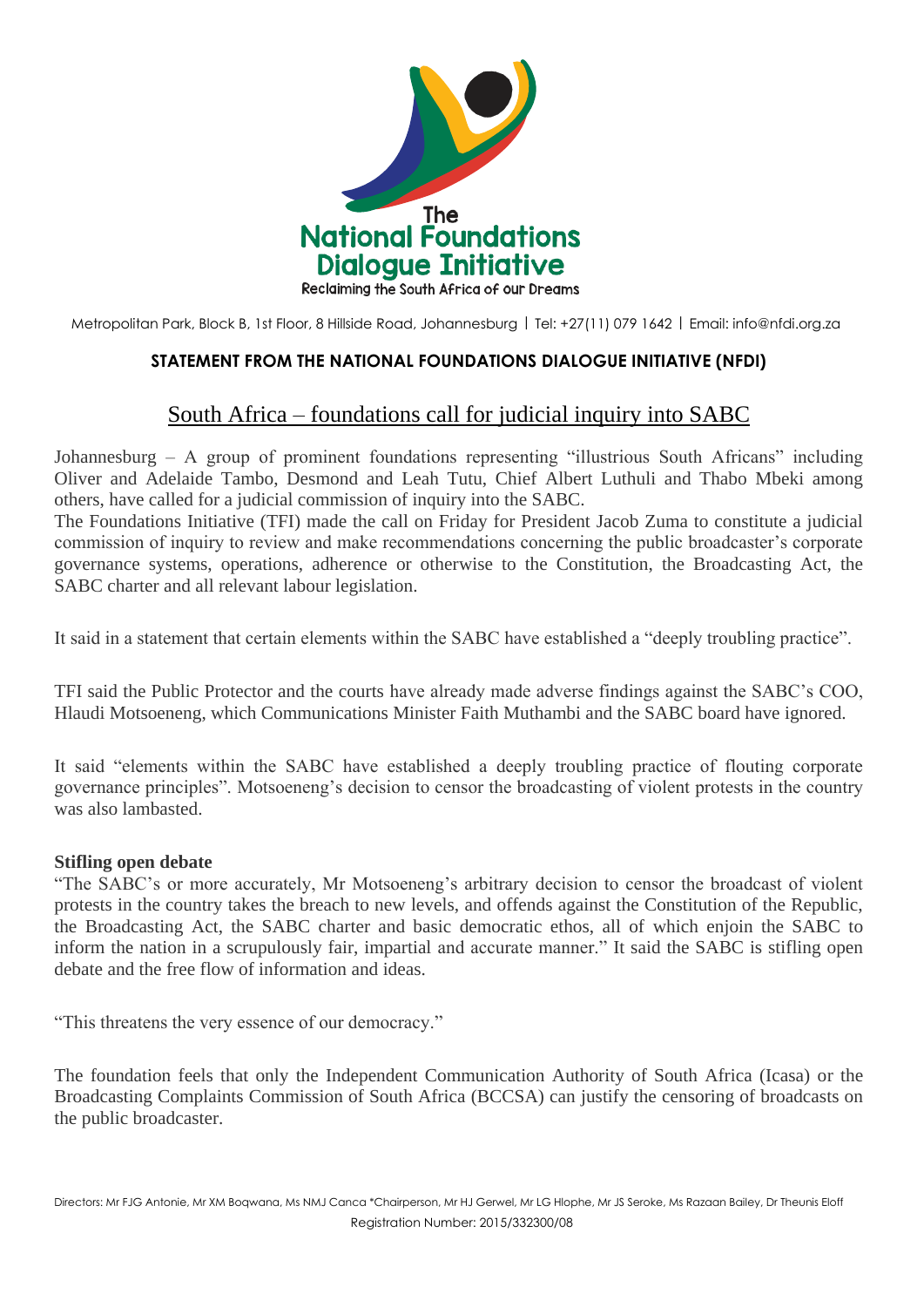The National Foundations Dialogue Initiative

Reclaiming the South Africa of our Dreams

Metropolitan Park, Block B, 1st Floor, 8 Hillside Road, Johannesburg | Tel: +27(11) 079 1642 | Email: info@nfdi.org.za

**STATEMENT FROM THE NATIONAL FOUNDATIONS DIALOGUE INITIATIVE (NFDI)**

# South Africa – foundations call for judicial inquiry into SABC

Johannesburg – A group of prominent foundations representing "illustrious South Africans" including Oliver and Adelaide Tambo, Desmond and Leah Tutu, Chief Albert Luthuli and Thabo Mbeki among others, have called for a judicial commission of inquiry into the SABC.

The Foundations Initiative (TFI) made the call on Friday for President Jacob Zuma to constitute a judicial commission of inquiry to review and make recommendations concerning the public broadcaster's corporate governance systems, operations, adherence or otherwise to the Constitution, the Broadcasting Act, the SABC charter and all relevant labour legislation.

It said in a statement that certain elements within the SABC have established a "deeply troubling practice".

TFI said the Public Protector and the courts have already made adverse findings against the SABC's COO, Hlaudi Motsoeneng, which Communications Minister Faith Muthambi and the SABC board have ignored.

It said "elements within the SABC have established a deeply troubling practice of flouting corporate governance principles". Motsoeneng's decision to censor the broadcasting of violent protests in the country was also lambasted.

**Stifling open debate**

"The SABC's or more accurately, Mr Motsoeneng's arbitrary decision to censor the broadcast of violent protests in the country takes the breach to new levels, and offends against the Constitution of the Republic, the Broadcasting Act, the SABC charter and basic democratic ethos, all of which enjoin the SABC to inform the nation in a scrupulously fair, impartial and accurate manner." It said the SABC is stifling open debate and the free flow of information and ideas.

"This threatens the very essence of our democracy."

The foundation feels that only the Independent Communication Authority of South Africa (Icasa) or the Broadcasting Complaints Commission of South Africa (BCCSA) can justify the censoring of broadcasts on the public broadcaster.

Directors: Mr FJG Antonie, Mr XM Boqwana, Ms NMJ Canca *Chairperson, Mr HJ Gerwel, Mr LG Hlophe, Mr JS Seroke, Ms Razaan Bailey, Dr Theunis Eloff

Registration Number: 2015/332300/08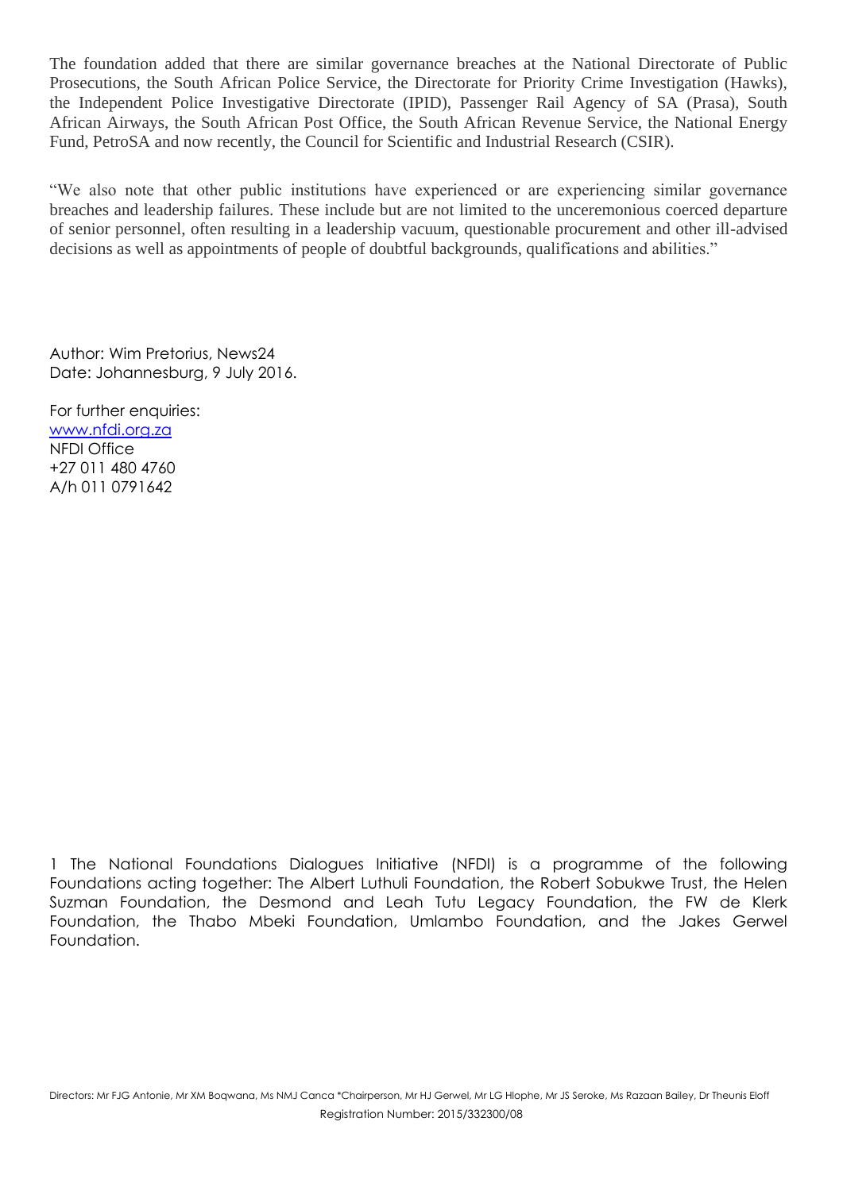The foundation added that there are similar governance breaches at the National Directorate of Public Prosecutions, the South African Police Service, the Directorate for Priority Crime Investigation (Hawks), the Independent Police Investigative Directorate (IPID), Passenger Rail Agency of SA (Prasa), South African Airways, the South African Post Office, the South African Revenue Service, the National Energy Fund, PetroSA and now recently, the Council for Scientific and Industrial Research (CSIR).

"We also note that other public institutions have experienced or are experiencing similar governance breaches and leadership failures. These include but are not limited to the unceremonious coerced departure of senior personnel, often resulting in a leadership vacuum, questionable procurement and other ill-advised decisions as well as appointments of people of doubtful backgrounds, qualifications and abilities."

Author: Wim Pretorius, News24
Date: Johannesburg, 9 July 2016.

For further enquiries:
www.nfdi.org.za
NFDI Office
+27 011 480 4760
A/h 011 0791642

1 The National Foundations Dialogues Initiative (NFDI) is a programme of the following Foundations acting together: The Albert Luthuli Foundation, the Robert Sobukwe Trust, the Helen Suzman Foundation, the Desmond and Leah Tutu Legacy Foundation, the FW de Klerk Foundation, the Thabo Mbeki Foundation, Umlambo Foundation, and the Jakes Gerwel Foundation.

Directors: Mr FJG Antonie, Mr XM Boqwana, Ms NMJ Canca *Chairperson, Mr HJ Gerwel, Mr LG Hlophe, Mr JS Seroke, Ms Razaan Bailey, Dr Theunis Eloff
Registration Number: 2015/332300/08